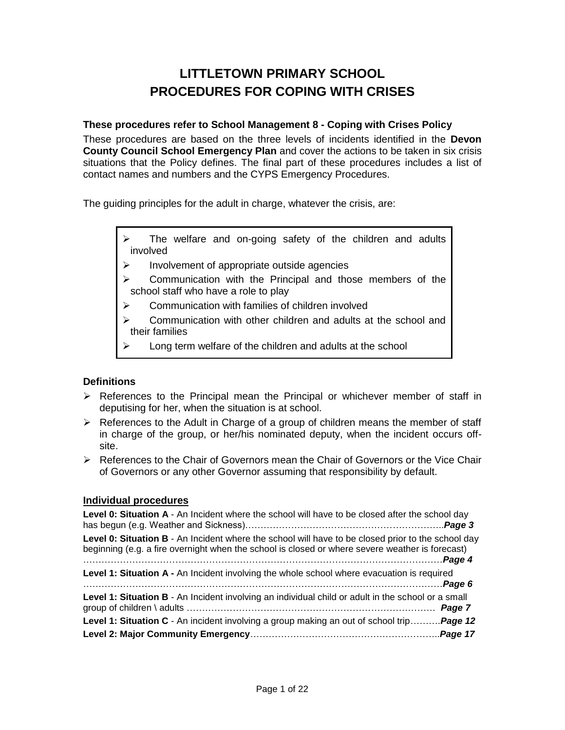# LITTLETOWN PRIMARY SCHOOL
# PROCEDURES FOR COPING WITH CRISES

**These procedures refer to School Management 8 - Coping with Crises Policy**

These procedures are based on the three levels of incidents identified in the **Devon County Council School Emergency Plan** and cover the actions to be taken in six crisis situations that the Policy defines. The final part of these procedures includes a list of contact names and numbers and the CYPS Emergency Procedures.

The guiding principles for the adult in charge, whatever the crisis, are:

- The welfare and on-going safety of the children and adults involved
- Involvement of appropriate outside agencies
- Communication with the Principal and those members of the school staff who have a role to play
- Communication with families of children involved
- Communication with other children and adults at the school and their families
- Long term welfare of the children and adults at the school

### Definitions

- References to the Principal mean the Principal or whichever member of staff in deputising for her, when the situation is at school.
- References to the Adult in Charge of a group of children means the member of staff in charge of the group, or her/his nominated deputy, when the incident occurs off-site.
- References to the Chair of Governors mean the Chair of Governors or the Vice Chair of Governors or any other Governor assuming that responsibility by default.

### Individual procedures

**Level 0: Situation A** - An Incident where the school will have to be closed after the school day has begun (e.g. Weather and Sickness)………………………………………………………..***Page 3***

**Level 0: Situation B** - An Incident where the school will have to be closed prior to the school day beginning (e.g. a fire overnight when the school is closed or where severe weather is forecast) ……………………………………………………………………………………………………***Page 4***

**Level 1: Situation A -** An Incident involving the whole school where evacuation is required ……………………………………………………………………………………………………***Page 6***

**Level 1: Situation B** - An Incident involving an individual child or adult in the school or a small group of children \ adults ………………………………………………………………………  ***Page 7***

**Level 1: Situation C** - An incident involving a group making an out of school trip……….***Page 12***

**Level 2: Major Community Emergency**……………………………………………………..***Page 17***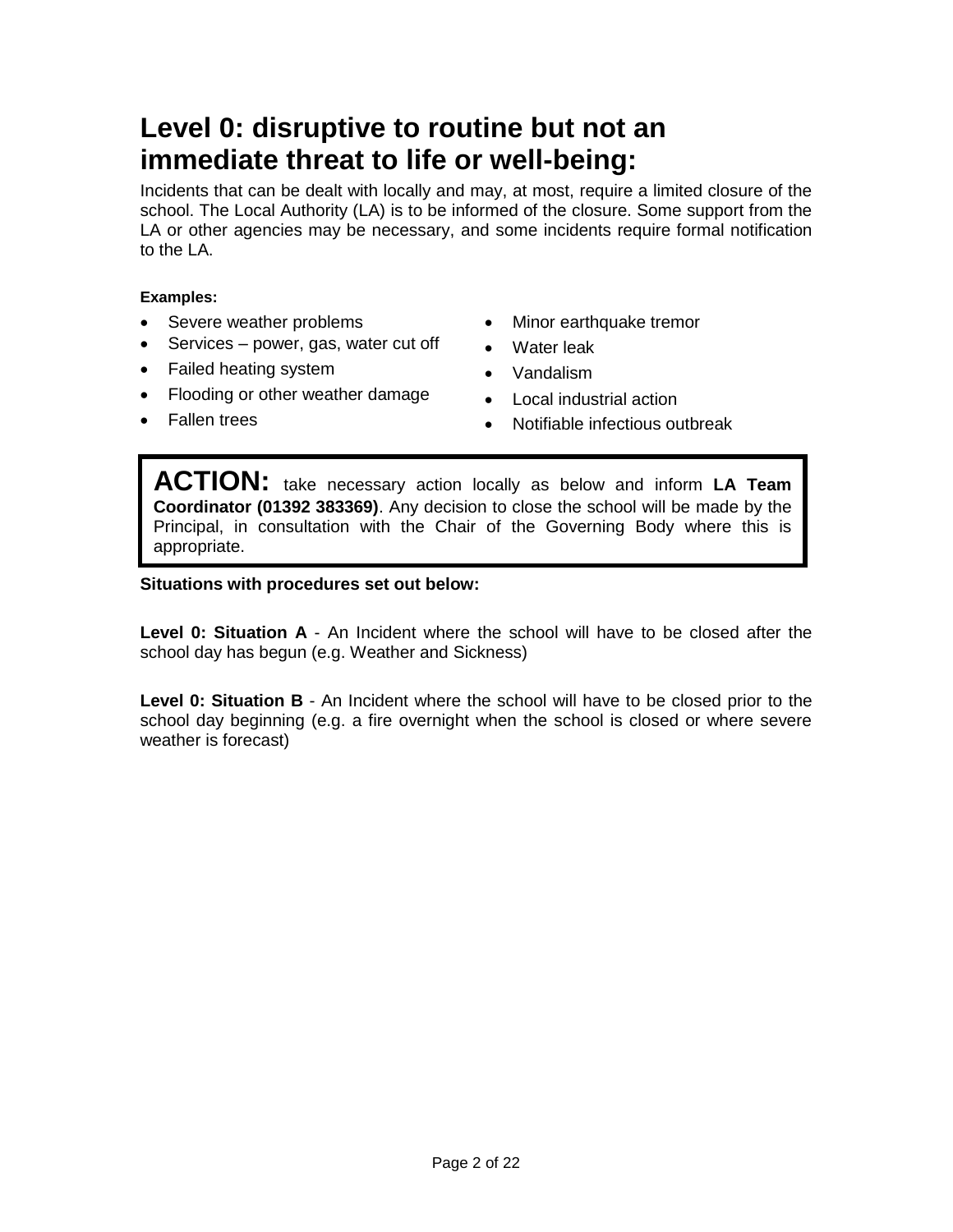# Level 0: disruptive to routine but not an immediate threat to life or well-being:

Incidents that can be dealt with locally and may, at most, require a limited closure of the school. The Local Authority (LA) is to be informed of the closure. Some support from the LA or other agencies may be necessary, and some incidents require formal notification to the LA.

**Examples:**

- Severe weather problems
- Services – power, gas, water cut off
- Failed heating system
- Flooding or other weather damage
- Fallen trees
- Minor earthquake tremor
- Water leak
- Vandalism
- Local industrial action
- Notifiable infectious outbreak

**ACTION:** take necessary action locally as below and inform **LA Team Coordinator (01392 383369)**. Any decision to close the school will be made by the Principal, in consultation with the Chair of the Governing Body where this is appropriate.

**Situations with procedures set out below:**

**Level 0: Situation A** - An Incident where the school will have to be closed after the school day has begun (e.g. Weather and Sickness)

**Level 0: Situation B** - An Incident where the school will have to be closed prior to the school day beginning (e.g. a fire overnight when the school is closed or where severe weather is forecast)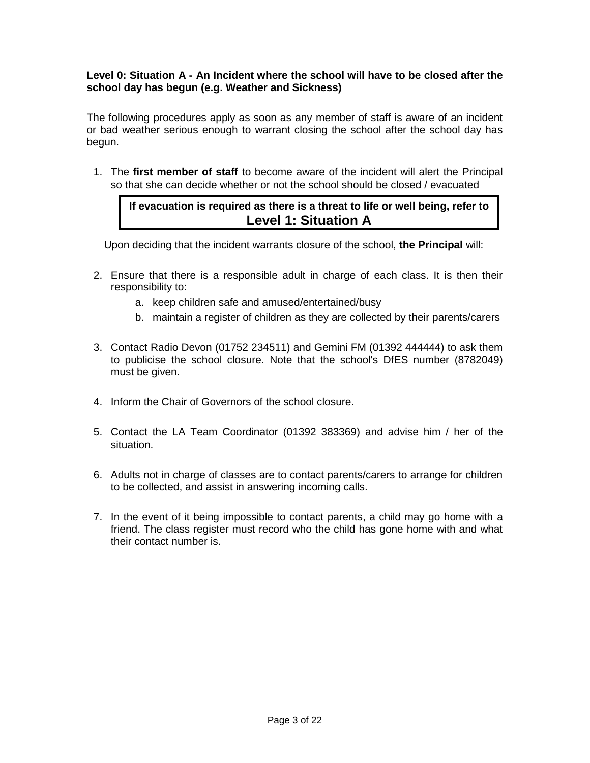**Level 0: Situation A - An Incident where the school will have to be closed after the school day has begun (e.g. Weather and Sickness)**

The following procedures apply as soon as any member of staff is aware of an incident or bad weather serious enough to warrant closing the school after the school day has begun.

1. The **first member of staff** to become aware of the incident will alert the Principal so that she can decide whether or not the school should be closed / evacuated

> **If evacuation is required as there is a threat to life or well being, refer to**
> **Level 1: Situation A**

Upon deciding that the incident warrants closure of the school, **the Principal** will:

2. Ensure that there is a responsible adult in charge of each class. It is then their responsibility to:
   a. keep children safe and amused/entertained/busy
   b. maintain a register of children as they are collected by their parents/carers

3. Contact Radio Devon (01752 234511) and Gemini FM (01392 444444) to ask them to publicise the school closure. Note that the school's DfES number (8782049) must be given.

4. Inform the Chair of Governors of the school closure.

5. Contact the LA Team Coordinator (01392 383369) and advise him / her of the situation.

6. Adults not in charge of classes are to contact parents/carers to arrange for children to be collected, and assist in answering incoming calls.

7. In the event of it being impossible to contact parents, a child may go home with a friend. The class register must record who the child has gone home with and what their contact number is.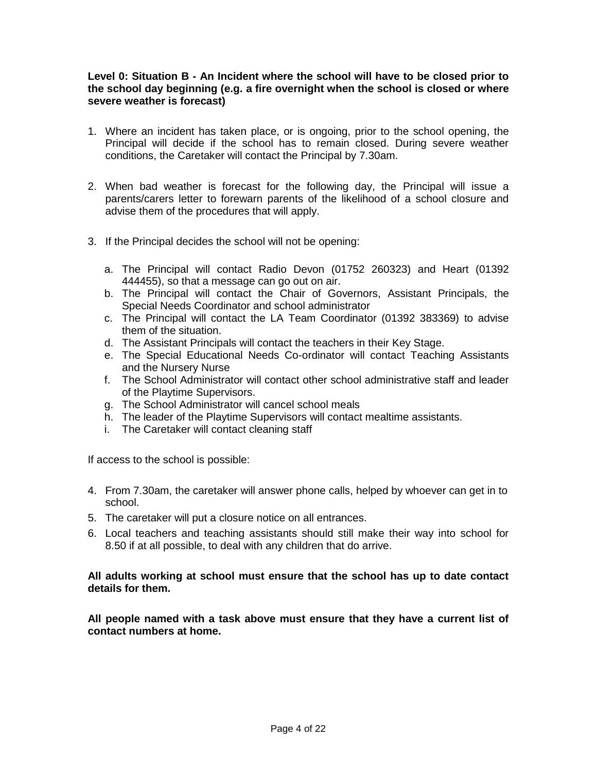**Level 0: Situation B - An Incident where the school will have to be closed prior to the school day beginning (e.g. a fire overnight when the school is closed or where severe weather is forecast)**

1. Where an incident has taken place, or is ongoing, prior to the school opening, the Principal will decide if the school has to remain closed. During severe weather conditions, the Caretaker will contact the Principal by 7.30am.

2. When bad weather is forecast for the following day, the Principal will issue a parents/carers letter to forewarn parents of the likelihood of a school closure and advise them of the procedures that will apply.

3. If the Principal decides the school will not be opening:

   a. The Principal will contact Radio Devon (01752 260323) and Heart (01392 444455), so that a message can go out on air.
   b. The Principal will contact the Chair of Governors, Assistant Principals, the Special Needs Coordinator and school administrator
   c. The Principal will contact the LA Team Coordinator (01392 383369) to advise them of the situation.
   d. The Assistant Principals will contact the teachers in their Key Stage.
   e. The Special Educational Needs Co-ordinator will contact Teaching Assistants and the Nursery Nurse
   f. The School Administrator will contact other school administrative staff and leader of the Playtime Supervisors.
   g. The School Administrator will cancel school meals
   h. The leader of the Playtime Supervisors will contact mealtime assistants.
   i. The Caretaker will contact cleaning staff

If access to the school is possible:

4. From 7.30am, the caretaker will answer phone calls, helped by whoever can get in to school.
5. The caretaker will put a closure notice on all entrances.
6. Local teachers and teaching assistants should still make their way into school for 8.50 if at all possible, to deal with any children that do arrive.

**All adults working at school must ensure that the school has up to date contact details for them.**

**All people named with a task above must ensure that they have a current list of contact numbers at home.**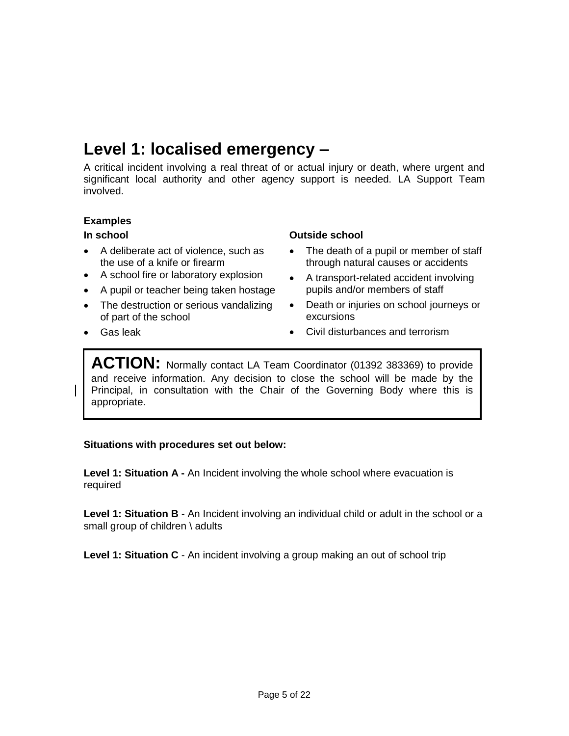# Level 1: localised emergency –

A critical incident involving a real threat of or actual injury or death, where urgent and significant local authority and other agency support is needed. LA Support Team involved.

**Examples**

**In school**

- A deliberate act of violence, such as the use of a knife or firearm
- A school fire or laboratory explosion
- A pupil or teacher being taken hostage
- The destruction or serious vandalizing of part of the school
- Gas leak

**Outside school**

- The death of a pupil or member of staff through natural causes or accidents
- A transport-related accident involving pupils and/or members of staff
- Death or injuries on school journeys or excursions
- Civil disturbances and terrorism

> **ACTION:** Normally contact LA Team Coordinator (01392 383369) to provide and receive information. Any decision to close the school will be made by the Principal, in consultation with the Chair of the Governing Body where this is appropriate.

**Situations with procedures set out below:**

**Level 1: Situation A -** An Incident involving the whole school where evacuation is required

**Level 1: Situation B** - An Incident involving an individual child or adult in the school or a small group of children \ adults

**Level 1: Situation C** - An incident involving a group making an out of school trip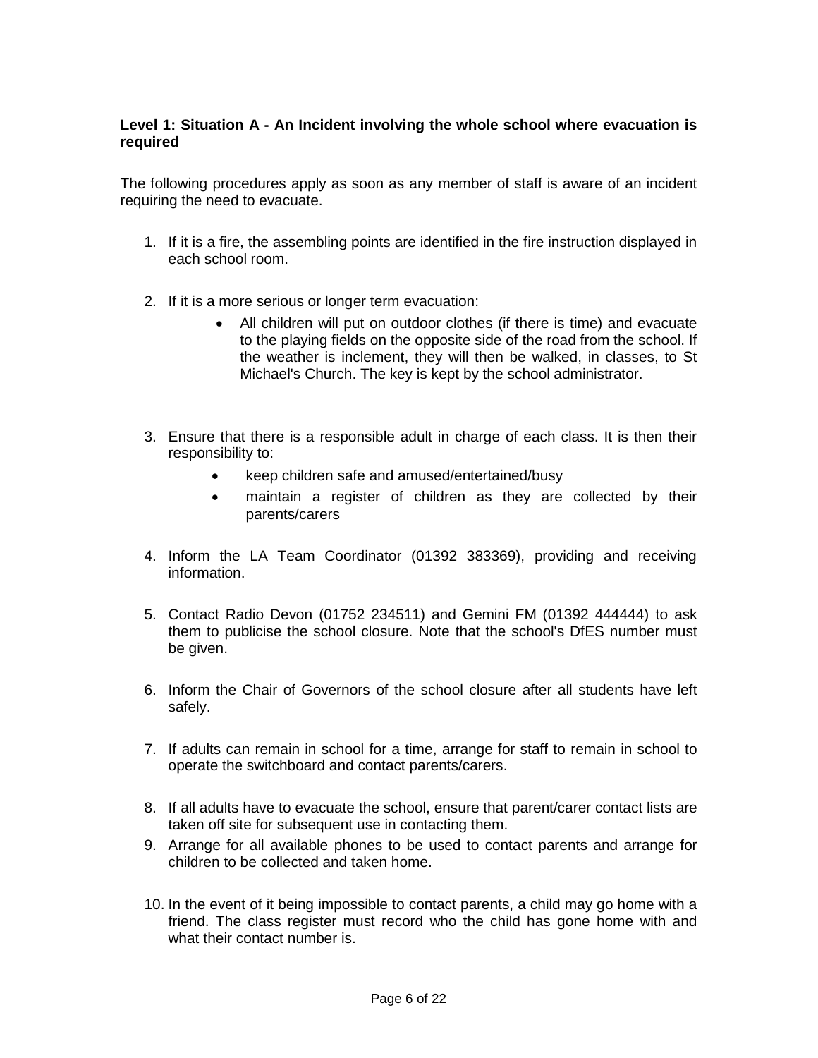**Level 1: Situation A - An Incident involving the whole school where evacuation is required**

The following procedures apply as soon as any member of staff is aware of an incident requiring the need to evacuate.

1. If it is a fire, the assembling points are identified in the fire instruction displayed in each school room.
2. If it is a more serious or longer term evacuation:
    - All children will put on outdoor clothes (if there is time) and evacuate to the playing fields on the opposite side of the road from the school. If the weather is inclement, they will then be walked, in classes, to St Michael's Church. The key is kept by the school administrator.
3. Ensure that there is a responsible adult in charge of each class. It is then their responsibility to:
    - keep children safe and amused/entertained/busy
    - maintain a register of children as they are collected by their parents/carers
4. Inform the LA Team Coordinator (01392 383369), providing and receiving information.
5. Contact Radio Devon (01752 234511) and Gemini FM (01392 444444) to ask them to publicise the school closure. Note that the school's DfES number must be given.
6. Inform the Chair of Governors of the school closure after all students have left safely.
7. If adults can remain in school for a time, arrange for staff to remain in school to operate the switchboard and contact parents/carers.
8. If all adults have to evacuate the school, ensure that parent/carer contact lists are taken off site for subsequent use in contacting them.
9. Arrange for all available phones to be used to contact parents and arrange for children to be collected and taken home.
10. In the event of it being impossible to contact parents, a child may go home with a friend. The class register must record who the child has gone home with and what their contact number is.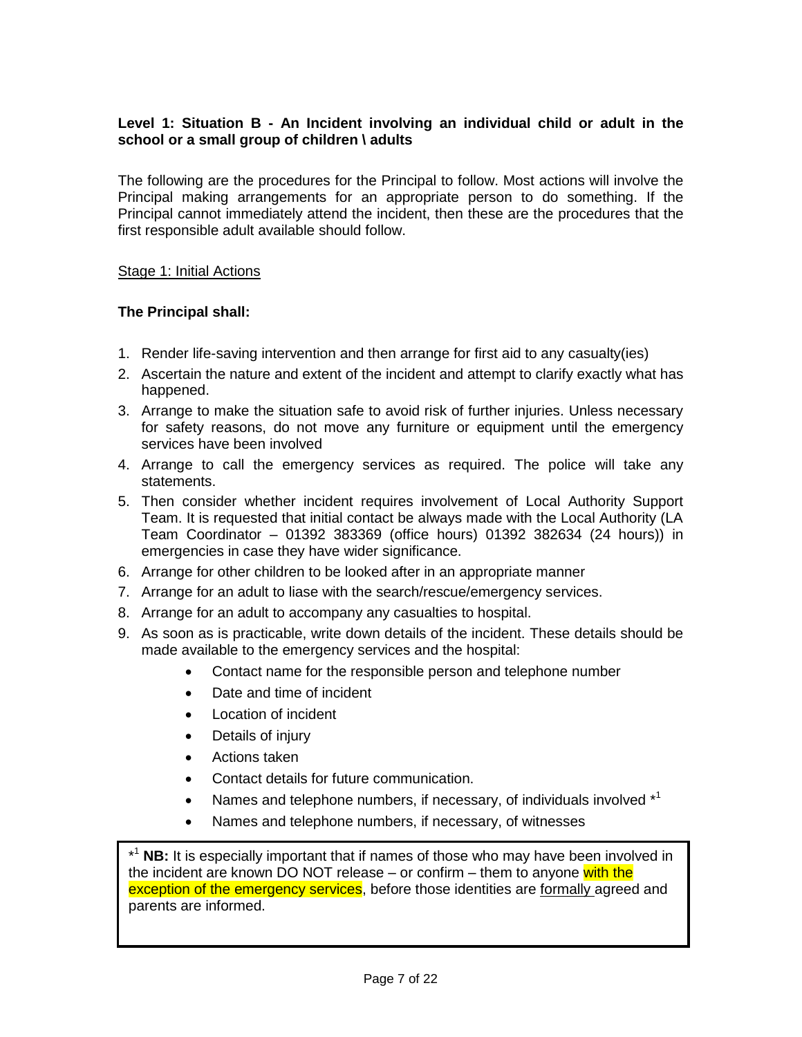**Level 1: Situation B - An Incident involving an individual child or adult in the school or a small group of children \ adults**

The following are the procedures for the Principal to follow. Most actions will involve the Principal making arrangements for an appropriate person to do something. If the Principal cannot immediately attend the incident, then these are the procedures that the first responsible adult available should follow.

Stage 1: Initial Actions

**The Principal shall:**

1. Render life-saving intervention and then arrange for first aid to any casualty(ies)
2. Ascertain the nature and extent of the incident and attempt to clarify exactly what has happened.
3. Arrange to make the situation safe to avoid risk of further injuries. Unless necessary for safety reasons, do not move any furniture or equipment until the emergency services have been involved
4. Arrange to call the emergency services as required. The police will take any statements.
5. Then consider whether incident requires involvement of Local Authority Support Team. It is requested that initial contact be always made with the Local Authority (LA Team Coordinator – 01392 383369 (office hours) 01392 382634 (24 hours)) in emergencies in case they have wider significance.
6. Arrange for other children to be looked after in an appropriate manner
7. Arrange for an adult to liase with the search/rescue/emergency services.
8. Arrange for an adult to accompany any casualties to hospital.
9. As soon as is practicable, write down details of the incident. These details should be made available to the emergency services and the hospital:
    - Contact name for the responsible person and telephone number
    - Date and time of incident
    - Location of incident
    - Details of injury
    - Actions taken
    - Contact details for future communication.
    - Names and telephone numbers, if necessary, of individuals involved *[1]
    - Names and telephone numbers, if necessary, of witnesses

*[1] **NB:** It is especially important that if names of those who may have been involved in the incident are known DO NOT release – or confirm – them to anyone with the exception of the emergency services, before those identities are formally agreed and parents are informed.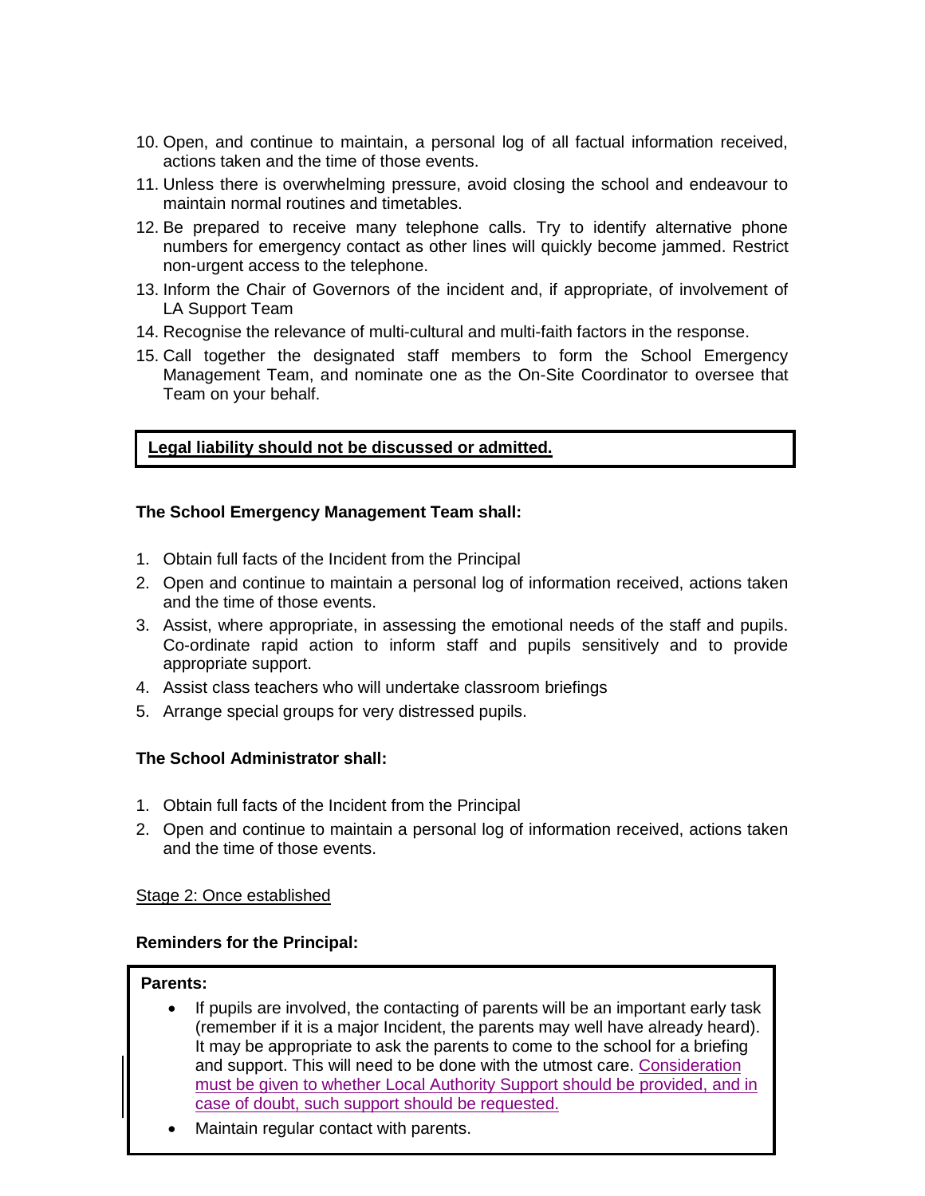10. Open, and continue to maintain, a personal log of all factual information received, actions taken and the time of those events.
11. Unless there is overwhelming pressure, avoid closing the school and endeavour to maintain normal routines and timetables.
12. Be prepared to receive many telephone calls. Try to identify alternative phone numbers for emergency contact as other lines will quickly become jammed. Restrict non-urgent access to the telephone.
13. Inform the Chair of Governors of the incident and, if appropriate, of involvement of LA Support Team
14. Recognise the relevance of multi-cultural and multi-faith factors in the response.
15. Call together the designated staff members to form the School Emergency Management Team, and nominate one as the On-Site Coordinator to oversee that Team on your behalf.

**Legal liability should not be discussed or admitted.**

**The School Emergency Management Team shall:**

1. Obtain full facts of the Incident from the Principal
2. Open and continue to maintain a personal log of information received, actions taken and the time of those events.
3. Assist, where appropriate, in assessing the emotional needs of the staff and pupils. Co-ordinate rapid action to inform staff and pupils sensitively and to provide appropriate support.
4. Assist class teachers who will undertake classroom briefings
5. Arrange special groups for very distressed pupils.

**The School Administrator shall:**

1. Obtain full facts of the Incident from the Principal
2. Open and continue to maintain a personal log of information received, actions taken and the time of those events.

Stage 2: Once established

**Reminders for the Principal:**

**Parents:**

- If pupils are involved, the contacting of parents will be an important early task (remember if it is a major Incident, the parents may well have already heard). It may be appropriate to ask the parents to come to the school for a briefing and support. This will need to be done with the utmost care. Consideration must be given to whether Local Authority Support should be provided, and in case of doubt, such support should be requested.
- Maintain regular contact with parents.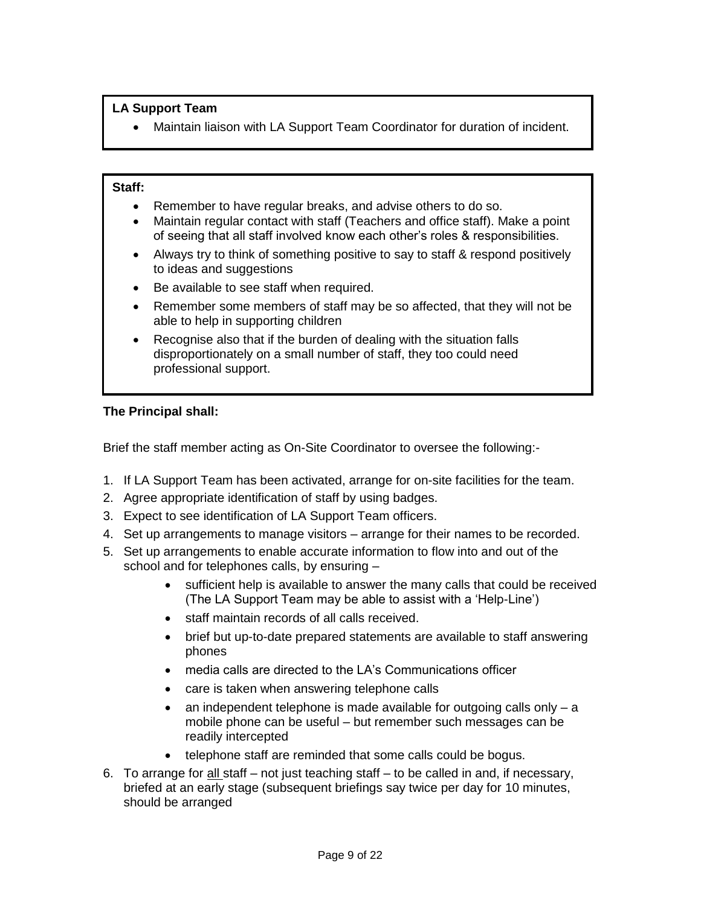**LA Support Team**

- Maintain liaison with LA Support Team Coordinator for duration of incident.

**Staff:**

- Remember to have regular breaks, and advise others to do so.
- Maintain regular contact with staff (Teachers and office staff). Make a point of seeing that all staff involved know each other's roles & responsibilities.
- Always try to think of something positive to say to staff & respond positively to ideas and suggestions
- Be available to see staff when required.
- Remember some members of staff may be so affected, that they will not be able to help in supporting children
- Recognise also that if the burden of dealing with the situation falls disproportionately on a small number of staff, they too could need professional support.

**The Principal shall:**

Brief the staff member acting as On-Site Coordinator to oversee the following:-

1. If LA Support Team has been activated, arrange for on-site facilities for the team.
2. Agree appropriate identification of staff by using badges.
3. Expect to see identification of LA Support Team officers.
4. Set up arrangements to manage visitors – arrange for their names to be recorded.
5. Set up arrangements to enable accurate information to flow into and out of the school and for telephones calls, by ensuring –
    - sufficient help is available to answer the many calls that could be received (The LA Support Team may be able to assist with a 'Help-Line')
    - staff maintain records of all calls received.
    - brief but up-to-date prepared statements are available to staff answering phones
    - media calls are directed to the LA's Communications officer
    - care is taken when answering telephone calls
    - an independent telephone is made available for outgoing calls only – a mobile phone can be useful – but remember such messages can be readily intercepted
    - telephone staff are reminded that some calls could be bogus.
6. To arrange for <u>all</u> staff – not just teaching staff – to be called in and, if necessary, briefed at an early stage (subsequent briefings say twice per day for 10 minutes, should be arranged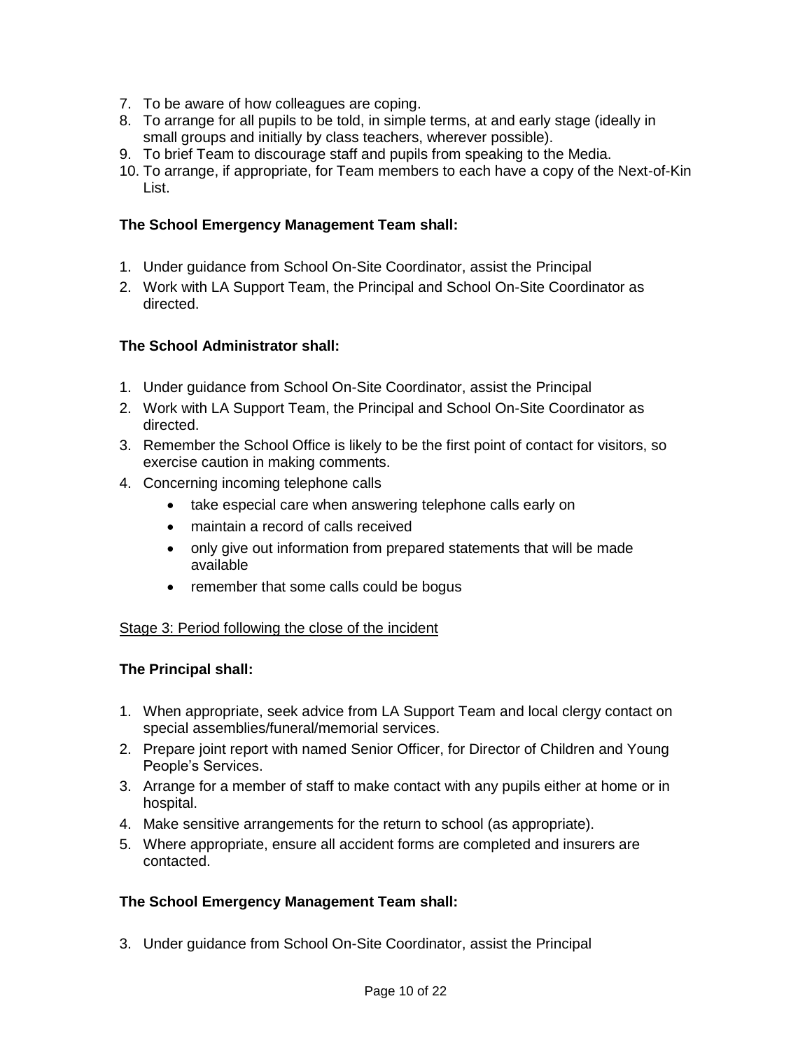7. To be aware of how colleagues are coping.
8. To arrange for all pupils to be told, in simple terms, at and early stage (ideally in small groups and initially by class teachers, wherever possible).
9. To brief Team to discourage staff and pupils from speaking to the Media.
10. To arrange, if appropriate, for Team members to each have a copy of the Next-of-Kin List.

**The School Emergency Management Team shall:**

1. Under guidance from School On-Site Coordinator, assist the Principal
2. Work with LA Support Team, the Principal and School On-Site Coordinator as directed.

**The School Administrator shall:**

1. Under guidance from School On-Site Coordinator, assist the Principal
2. Work with LA Support Team, the Principal and School On-Site Coordinator as directed.
3. Remember the School Office is likely to be the first point of contact for visitors, so exercise caution in making comments.
4. Concerning incoming telephone calls
    - take especial care when answering telephone calls early on
    - maintain a record of calls received
    - only give out information from prepared statements that will be made available
    - remember that some calls could be bogus

<u>Stage 3: Period following the close of the incident</u>

**The Principal shall:**

1. When appropriate, seek advice from LA Support Team and local clergy contact on special assemblies/funeral/memorial services.
2. Prepare joint report with named Senior Officer, for Director of Children and Young People's Services.
3. Arrange for a member of staff to make contact with any pupils either at home or in hospital.
4. Make sensitive arrangements for the return to school (as appropriate).
5. Where appropriate, ensure all accident forms are completed and insurers are contacted.

**The School Emergency Management Team shall:**

3. Under guidance from School On-Site Coordinator, assist the Principal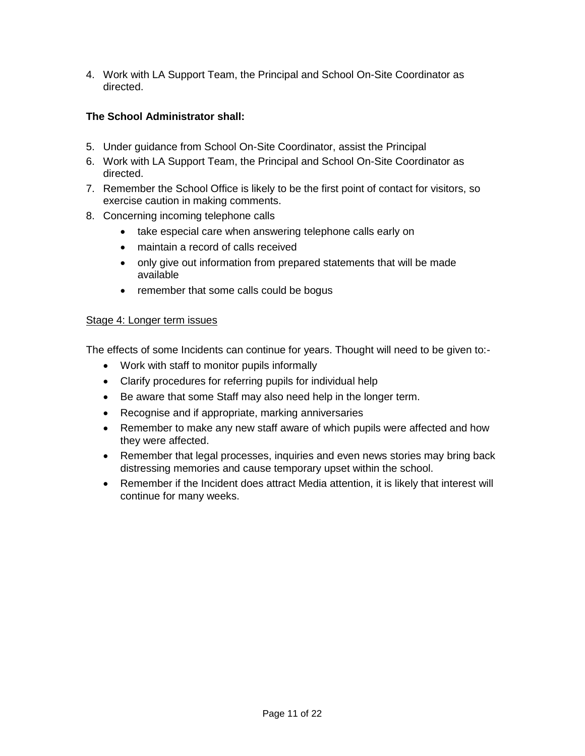4. Work with LA Support Team, the Principal and School On-Site Coordinator as directed.

**The School Administrator shall:**

5. Under guidance from School On-Site Coordinator, assist the Principal
6. Work with LA Support Team, the Principal and School On-Site Coordinator as directed.
7. Remember the School Office is likely to be the first point of contact for visitors, so exercise caution in making comments.
8. Concerning incoming telephone calls
    - take especial care when answering telephone calls early on
    - maintain a record of calls received
    - only give out information from prepared statements that will be made available
    - remember that some calls could be bogus

<u>Stage 4: Longer term issues</u>

The effects of some Incidents can continue for years. Thought will need to be given to:-

- Work with staff to monitor pupils informally
- Clarify procedures for referring pupils for individual help
- Be aware that some Staff may also need help in the longer term.
- Recognise and if appropriate, marking anniversaries
- Remember to make any new staff aware of which pupils were affected and how they were affected.
- Remember that legal processes, inquiries and even news stories may bring back distressing memories and cause temporary upset within the school.
- Remember if the Incident does attract Media attention, it is likely that interest will continue for many weeks.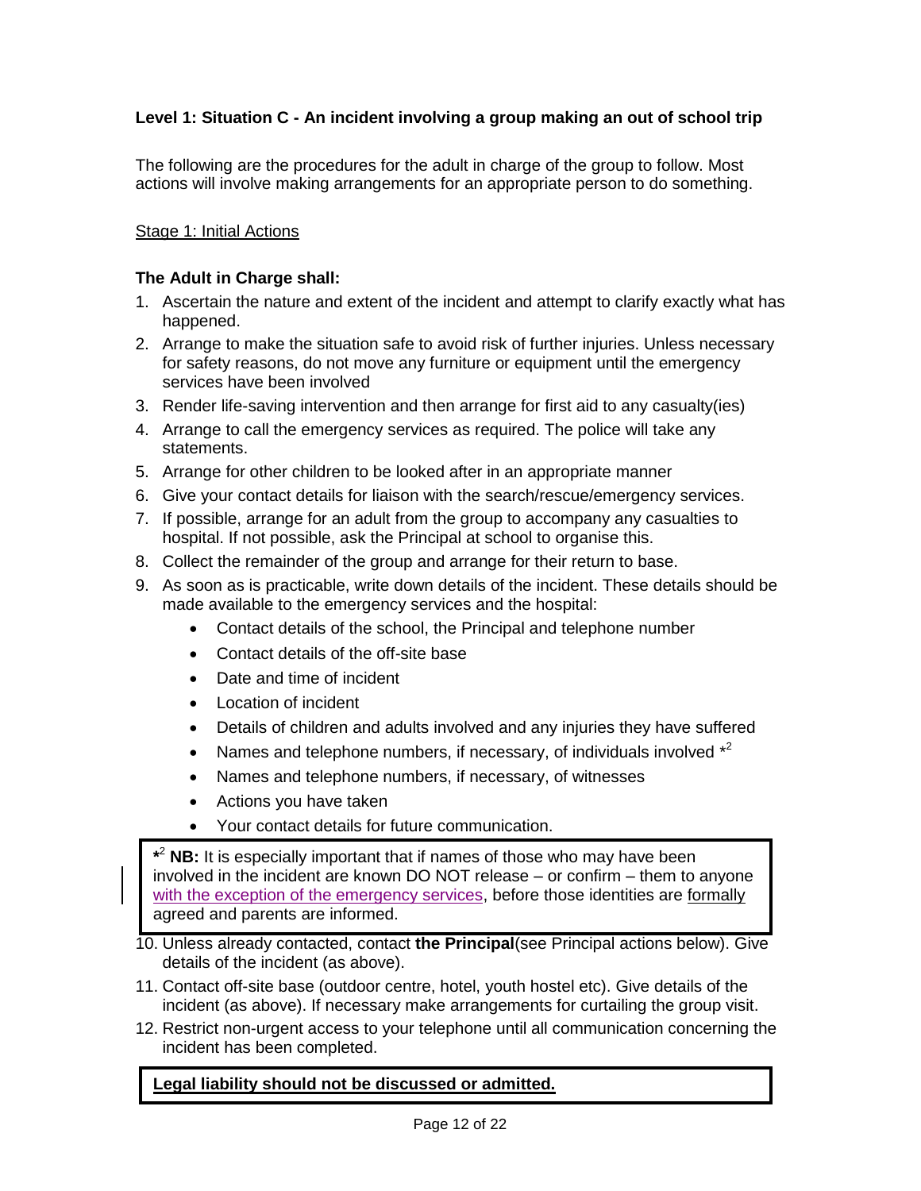### Level 1: Situation C - An incident involving a group making an out of school trip

The following are the procedures for the adult in charge of the group to follow. Most actions will involve making arrangements for an appropriate person to do something.

Stage 1: Initial Actions

**The Adult in Charge shall:**

1. Ascertain the nature and extent of the incident and attempt to clarify exactly what has happened.
2. Arrange to make the situation safe to avoid risk of further injuries. Unless necessary for safety reasons, do not move any furniture or equipment until the emergency services have been involved
3. Render life-saving intervention and then arrange for first aid to any casualty(ies)
4. Arrange to call the emergency services as required. The police will take any statements.
5. Arrange for other children to be looked after in an appropriate manner
6. Give your contact details for liaison with the search/rescue/emergency services.
7. If possible, arrange for an adult from the group to accompany any casualties to hospital. If not possible, ask the Principal at school to organise this.
8. Collect the remainder of the group and arrange for their return to base.
9. As soon as is practicable, write down details of the incident. These details should be made available to the emergency services and the hospital:
   - Contact details of the school, the Principal and telephone number
   - Contact details of the off-site base
   - Date and time of incident
   - Location of incident
   - Details of children and adults involved and any injuries they have suffered
   - Names and telephone numbers, if necessary, of individuals involved *[2]
   - Names and telephone numbers, if necessary, of witnesses
   - Actions you have taken
   - Your contact details for future communication.

> ***[2] NB:** It is especially important that if names of those who may have been involved in the incident are known DO NOT release – or confirm – them to anyone with the exception of the emergency services, before those identities are formally agreed and parents are informed.

10. Unless already contacted, contact **the Principal**(see Principal actions below). Give details of the incident (as above).
11. Contact off-site base (outdoor centre, hotel, youth hostel etc). Give details of the incident (as above). If necessary make arrangements for curtailing the group visit.
12. Restrict non-urgent access to your telephone until all communication concerning the incident has been completed.

> **Legal liability should not be discussed or admitted.**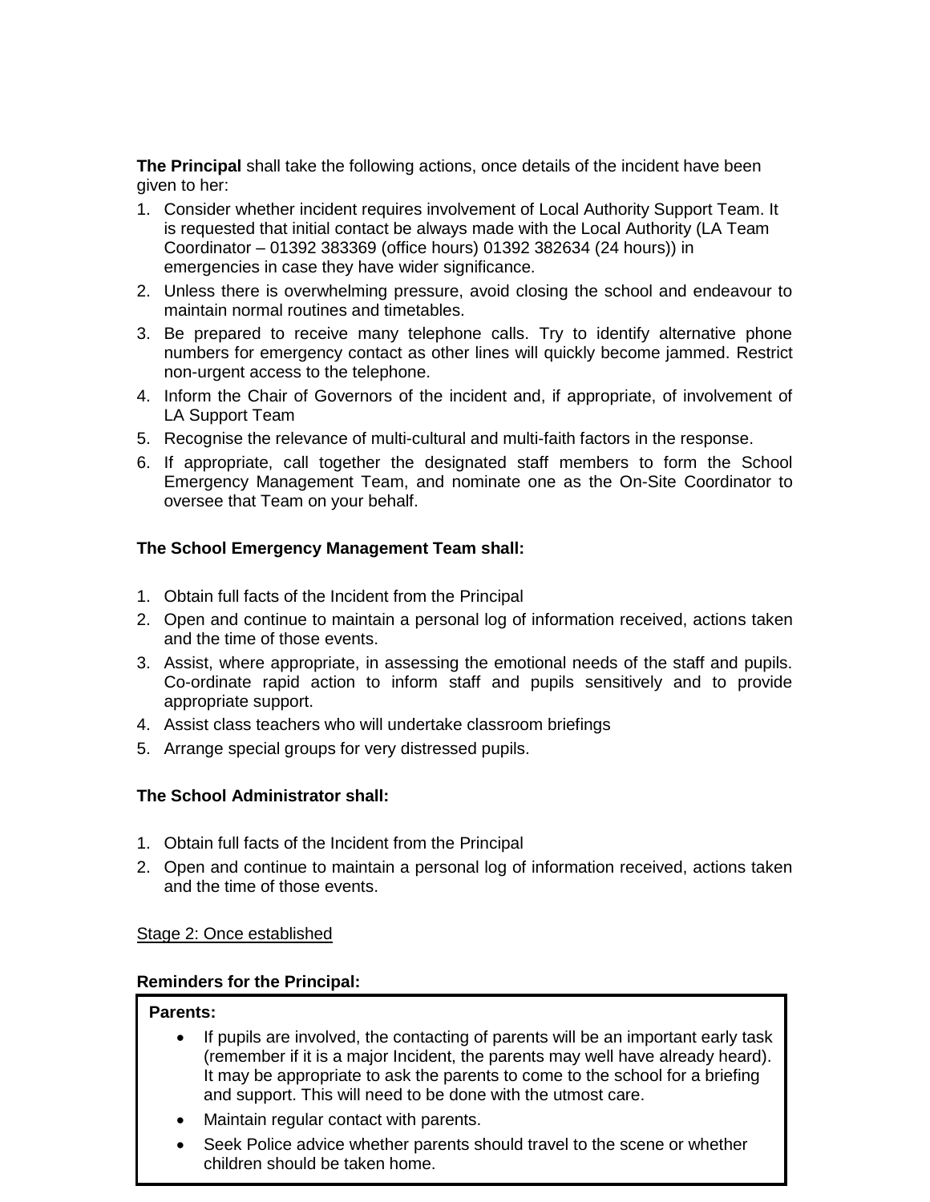**The Principal** shall take the following actions, once details of the incident have been given to her:

1. Consider whether incident requires involvement of Local Authority Support Team. It is requested that initial contact be always made with the Local Authority (LA Team Coordinator – 01392 383369 (office hours) 01392 382634 (24 hours)) in emergencies in case they have wider significance.
2. Unless there is overwhelming pressure, avoid closing the school and endeavour to maintain normal routines and timetables.
3. Be prepared to receive many telephone calls. Try to identify alternative phone numbers for emergency contact as other lines will quickly become jammed. Restrict non-urgent access to the telephone.
4. Inform the Chair of Governors of the incident and, if appropriate, of involvement of LA Support Team
5. Recognise the relevance of multi-cultural and multi-faith factors in the response.
6. If appropriate, call together the designated staff members to form the School Emergency Management Team, and nominate one as the On-Site Coordinator to oversee that Team on your behalf.

**The School Emergency Management Team shall:**

1. Obtain full facts of the Incident from the Principal
2. Open and continue to maintain a personal log of information received, actions taken and the time of those events.
3. Assist, where appropriate, in assessing the emotional needs of the staff and pupils. Co-ordinate rapid action to inform staff and pupils sensitively and to provide appropriate support.
4. Assist class teachers who will undertake classroom briefings
5. Arrange special groups for very distressed pupils.

**The School Administrator shall:**

1. Obtain full facts of the Incident from the Principal
2. Open and continue to maintain a personal log of information received, actions taken and the time of those events.

Stage 2: Once established

**Reminders for the Principal:**

**Parents:**

- If pupils are involved, the contacting of parents will be an important early task (remember if it is a major Incident, the parents may well have already heard). It may be appropriate to ask the parents to come to the school for a briefing and support. This will need to be done with the utmost care.
- Maintain regular contact with parents.
- Seek Police advice whether parents should travel to the scene or whether children should be taken home.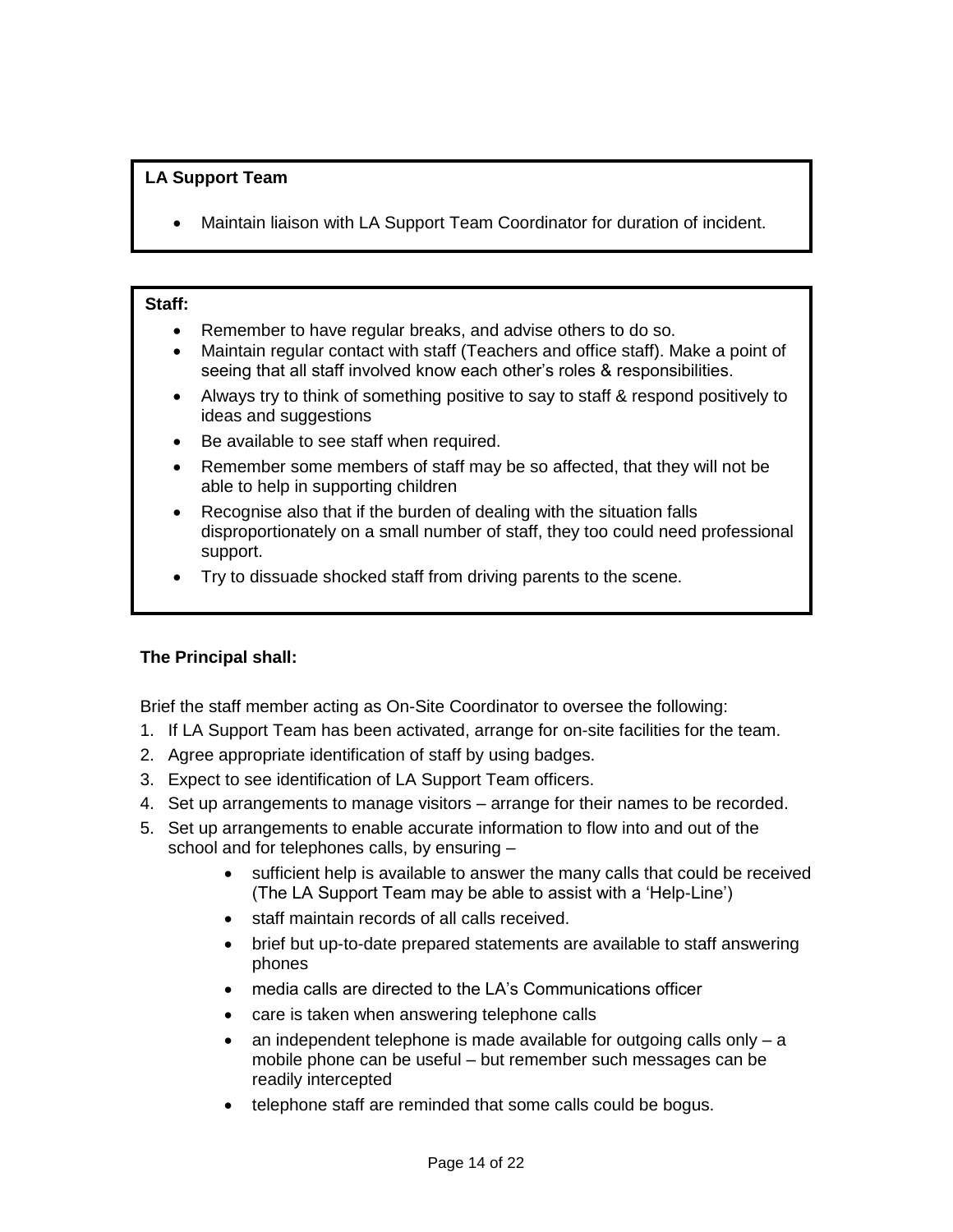**LA Support Team**

- Maintain liaison with LA Support Team Coordinator for duration of incident.

**Staff:**

- Remember to have regular breaks, and advise others to do so.
- Maintain regular contact with staff (Teachers and office staff). Make a point of seeing that all staff involved know each other's roles & responsibilities.
- Always try to think of something positive to say to staff & respond positively to ideas and suggestions
- Be available to see staff when required.
- Remember some members of staff may be so affected, that they will not be able to help in supporting children
- Recognise also that if the burden of dealing with the situation falls disproportionately on a small number of staff, they too could need professional support.
- Try to dissuade shocked staff from driving parents to the scene.

**The Principal shall:**

Brief the staff member acting as On-Site Coordinator to oversee the following:

1. If LA Support Team has been activated, arrange for on-site facilities for the team.
2. Agree appropriate identification of staff by using badges.
3. Expect to see identification of LA Support Team officers.
4. Set up arrangements to manage visitors – arrange for their names to be recorded.
5. Set up arrangements to enable accurate information to flow into and out of the school and for telephones calls, by ensuring –
    - sufficient help is available to answer the many calls that could be received (The LA Support Team may be able to assist with a 'Help-Line')
    - staff maintain records of all calls received.
    - brief but up-to-date prepared statements are available to staff answering phones
    - media calls are directed to the LA's Communications officer
    - care is taken when answering telephone calls
    - an independent telephone is made available for outgoing calls only – a mobile phone can be useful – but remember such messages can be readily intercepted
    - telephone staff are reminded that some calls could be bogus.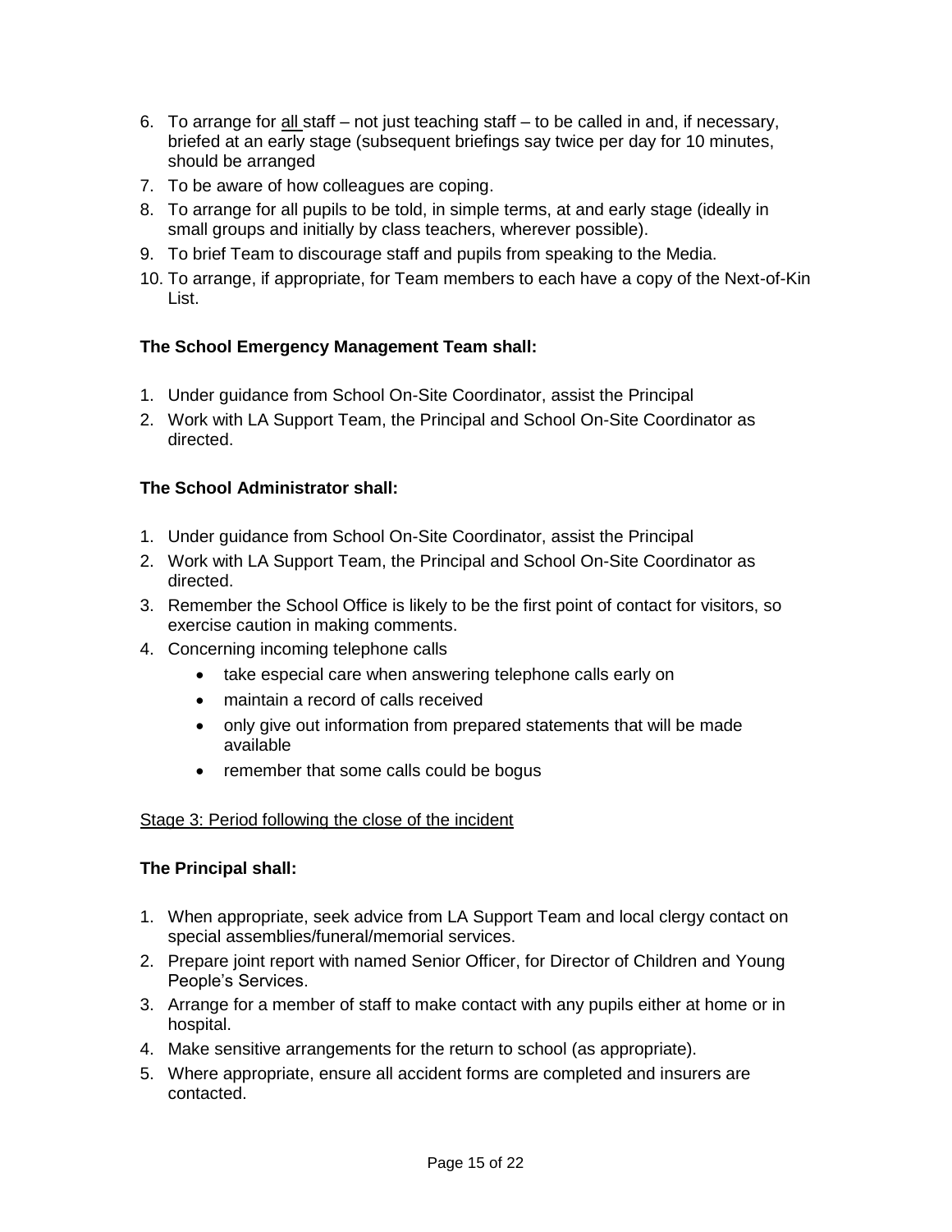6. To arrange for <u>all</u> staff – not just teaching staff – to be called in and, if necessary, briefed at an early stage (subsequent briefings say twice per day for 10 minutes, should be arranged
7. To be aware of how colleagues are coping.
8. To arrange for all pupils to be told, in simple terms, at and early stage (ideally in small groups and initially by class teachers, wherever possible).
9. To brief Team to discourage staff and pupils from speaking to the Media.
10. To arrange, if appropriate, for Team members to each have a copy of the Next-of-Kin List.

**The School Emergency Management Team shall:**

1. Under guidance from School On-Site Coordinator, assist the Principal
2. Work with LA Support Team, the Principal and School On-Site Coordinator as directed.

**The School Administrator shall:**

1. Under guidance from School On-Site Coordinator, assist the Principal
2. Work with LA Support Team, the Principal and School On-Site Coordinator as directed.
3. Remember the School Office is likely to be the first point of contact for visitors, so exercise caution in making comments.
4. Concerning incoming telephone calls
    - take especial care when answering telephone calls early on
    - maintain a record of calls received
    - only give out information from prepared statements that will be made available
    - remember that some calls could be bogus

<u>Stage 3: Period following the close of the incident</u>

**The Principal shall:**

1. When appropriate, seek advice from LA Support Team and local clergy contact on special assemblies/funeral/memorial services.
2. Prepare joint report with named Senior Officer, for Director of Children and Young People's Services.
3. Arrange for a member of staff to make contact with any pupils either at home or in hospital.
4. Make sensitive arrangements for the return to school (as appropriate).
5. Where appropriate, ensure all accident forms are completed and insurers are contacted.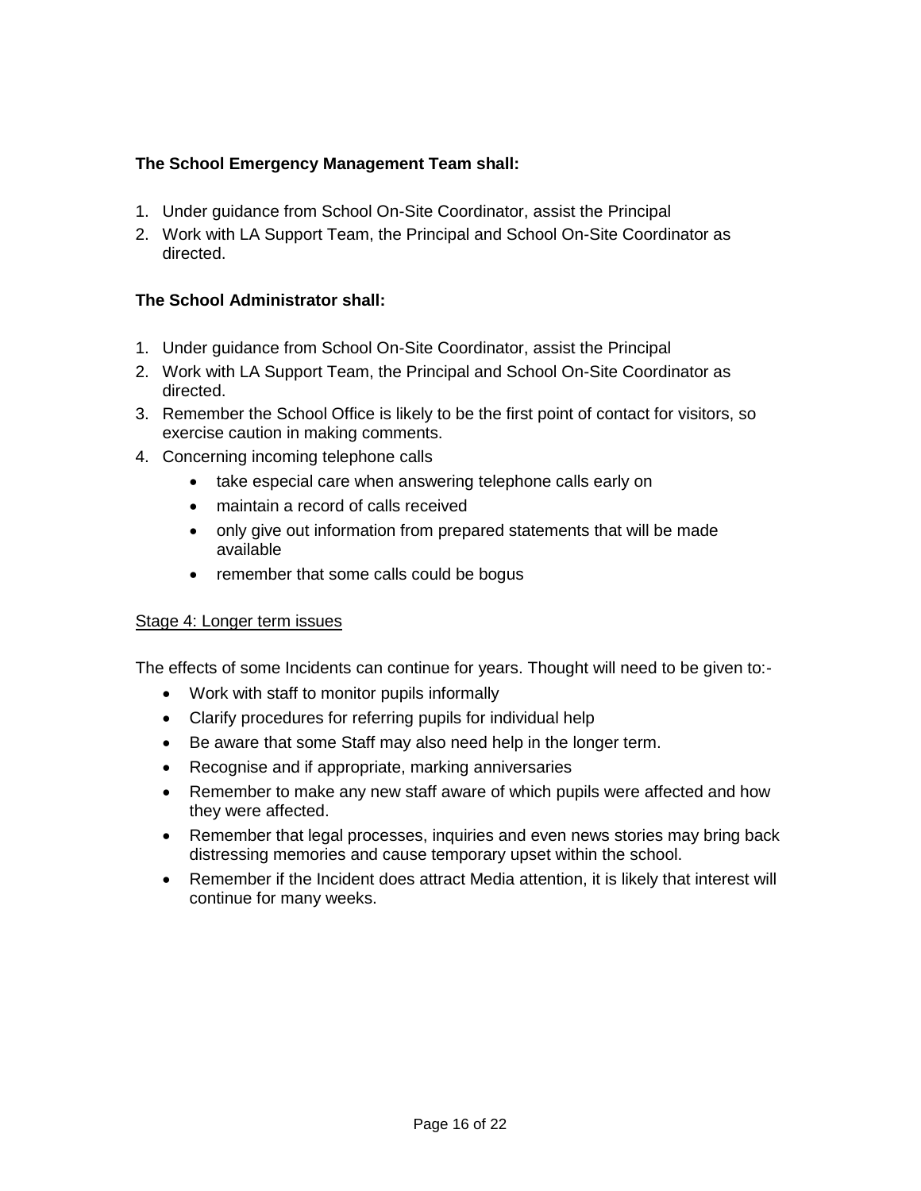**The School Emergency Management Team shall:**

1. Under guidance from School On-Site Coordinator, assist the Principal
2. Work with LA Support Team, the Principal and School On-Site Coordinator as directed.

**The School Administrator shall:**

1. Under guidance from School On-Site Coordinator, assist the Principal
2. Work with LA Support Team, the Principal and School On-Site Coordinator as directed.
3. Remember the School Office is likely to be the first point of contact for visitors, so exercise caution in making comments.
4. Concerning incoming telephone calls
    - take especial care when answering telephone calls early on
    - maintain a record of calls received
    - only give out information from prepared statements that will be made available
    - remember that some calls could be bogus

<u>Stage 4: Longer term issues</u>

The effects of some Incidents can continue for years. Thought will need to be given to:-

- Work with staff to monitor pupils informally
- Clarify procedures for referring pupils for individual help
- Be aware that some Staff may also need help in the longer term.
- Recognise and if appropriate, marking anniversaries
- Remember to make any new staff aware of which pupils were affected and how they were affected.
- Remember that legal processes, inquiries and even news stories may bring back distressing memories and cause temporary upset within the school.
- Remember if the Incident does attract Media attention, it is likely that interest will continue for many weeks.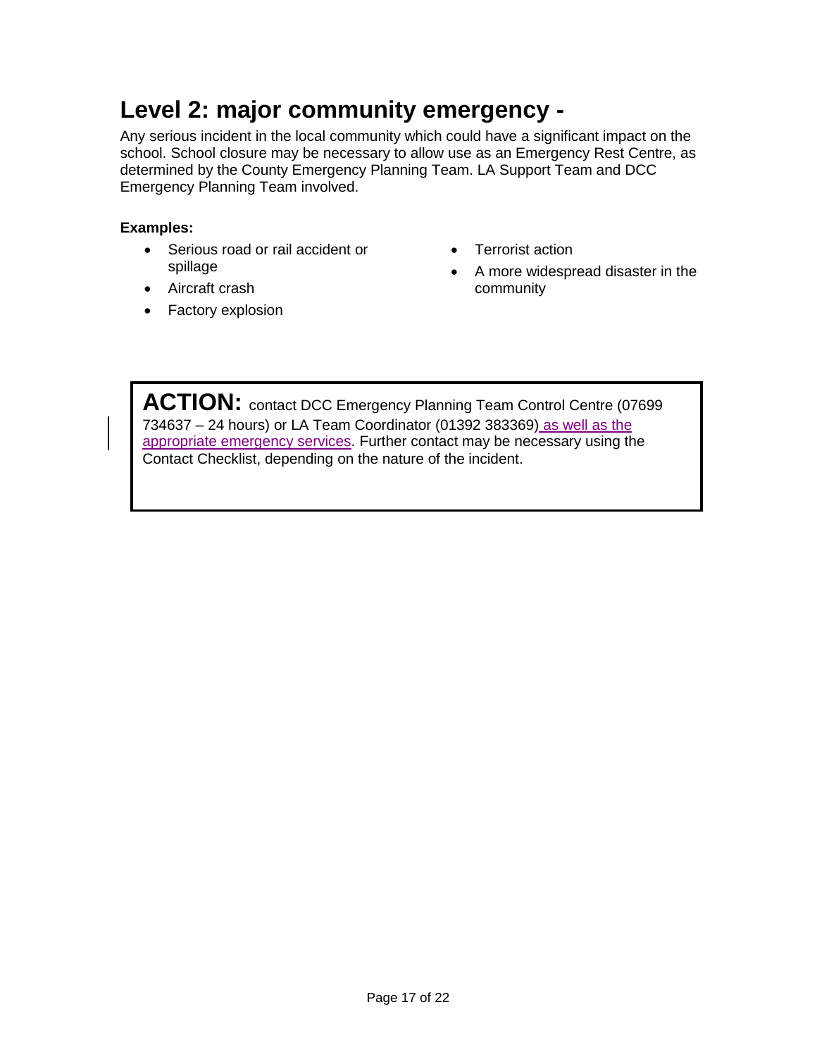# Level 2: major community emergency -

Any serious incident in the local community which could have a significant impact on the school. School closure may be necessary to allow use as an Emergency Rest Centre, as determined by the County Emergency Planning Team. LA Support Team and DCC Emergency Planning Team involved.

**Examples:**

- Serious road or rail accident or spillage
- Aircraft crash
- Factory explosion
- Terrorist action
- A more widespread disaster in the community

**ACTION:** contact DCC Emergency Planning Team Control Centre (07699 734637 – 24 hours) or LA Team Coordinator (01392 383369) as well as the appropriate emergency services. Further contact may be necessary using the Contact Checklist, depending on the nature of the incident.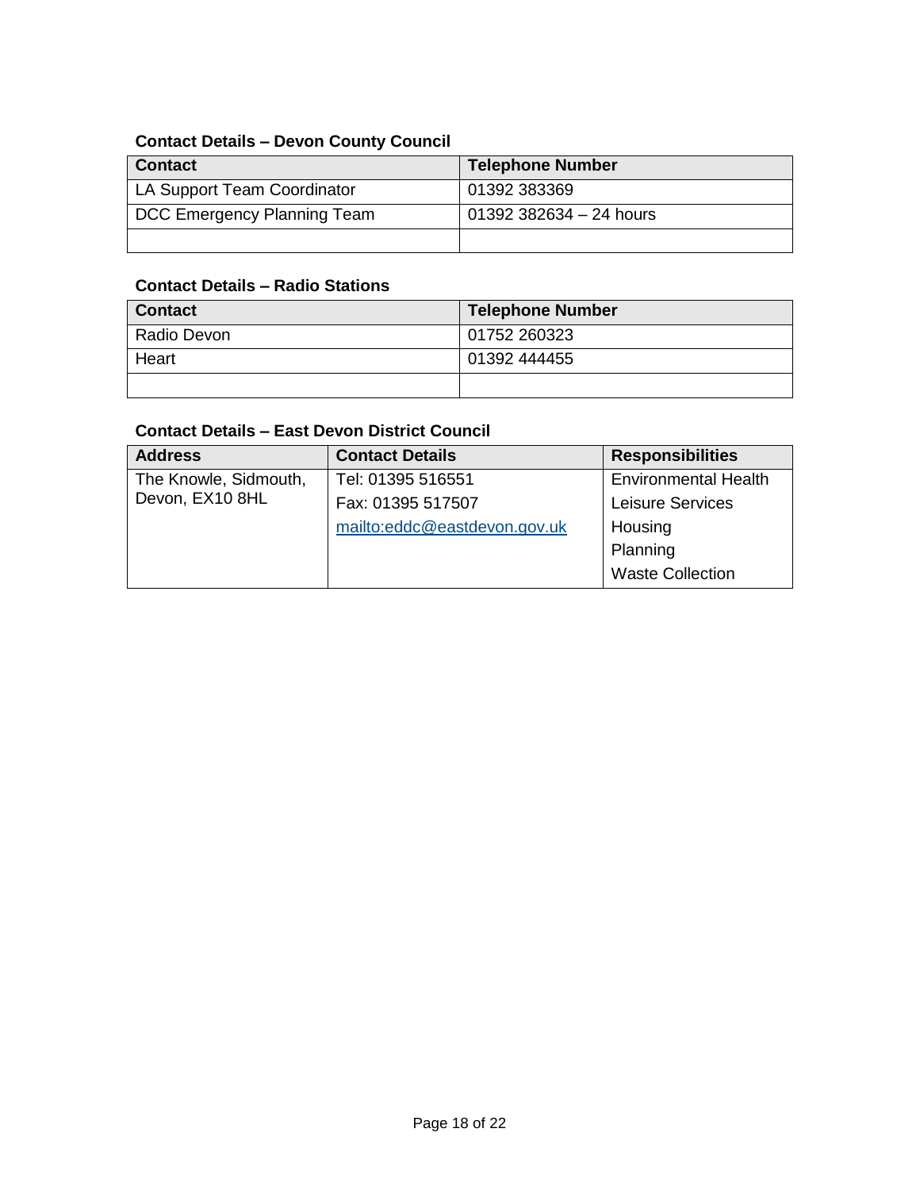**Contact Details – Devon County Council**

| Contact | Telephone Number |
| --- | --- |
| LA Support Team Coordinator | 01392 383369 |
| DCC Emergency Planning Team | 01392 382634 – 24 hours |
| | |

**Contact Details – Radio Stations**

| Contact | Telephone Number |
| --- | --- |
| Radio Devon | 01752 260323 |
| Heart | 01392 444455 |
| | |

**Contact Details – East Devon District Council**

| Address | Contact Details | Responsibilities |
| --- | --- | --- |
| The Knowle, Sidmouth, Devon, EX10 8HL | Tel: 01395 516551<br>Fax: 01395 517507<br>mailto:eddc@eastdevon.gov.uk | Environmental Health<br>Leisure Services<br>Housing<br>Planning<br>Waste Collection |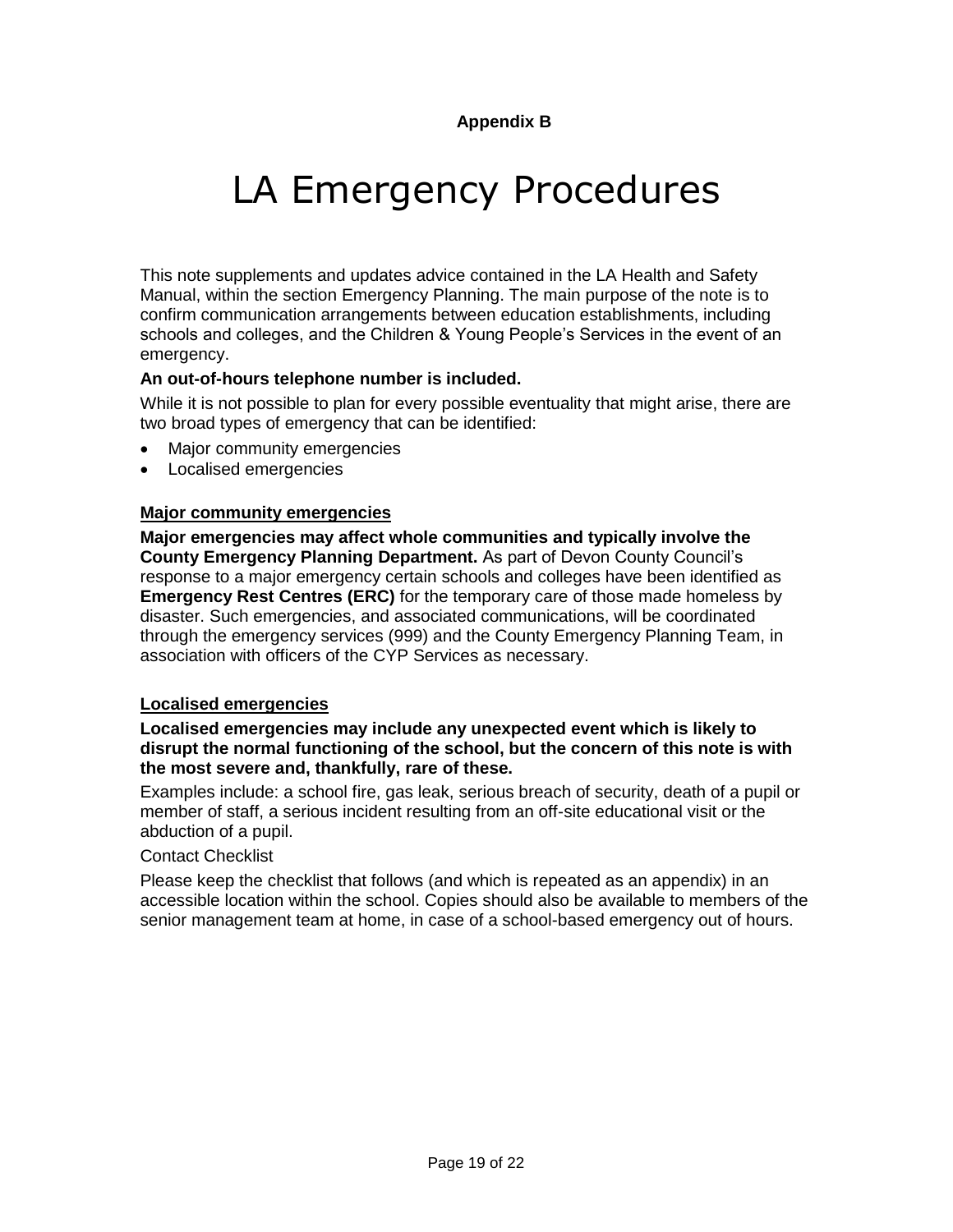**Appendix B**

# LA Emergency Procedures

This note supplements and updates advice contained in the LA Health and Safety Manual, within the section Emergency Planning. The main purpose of the note is to confirm communication arrangements between education establishments, including schools and colleges, and the Children & Young People's Services in the event of an emergency.

**An out-of-hours telephone number is included.**

While it is not possible to plan for every possible eventuality that might arise, there are two broad types of emergency that can be identified:

- Major community emergencies
- Localised emergencies

### Major community emergencies

**Major emergencies may affect whole communities and typically involve the County Emergency Planning Department.** As part of Devon County Council's response to a major emergency certain schools and colleges have been identified as **Emergency Rest Centres (ERC)** for the temporary care of those made homeless by disaster. Such emergencies, and associated communications, will be coordinated through the emergency services (999) and the County Emergency Planning Team, in association with officers of the CYP Services as necessary.

### Localised emergencies

**Localised emergencies may include any unexpected event which is likely to disrupt the normal functioning of the school, but the concern of this note is with the most severe and, thankfully, rare of these.**

Examples include: a school fire, gas leak, serious breach of security, death of a pupil or member of staff, a serious incident resulting from an off-site educational visit or the abduction of a pupil.

Contact Checklist

Please keep the checklist that follows (and which is repeated as an appendix) in an accessible location within the school. Copies should also be available to members of the senior management team at home, in case of a school-based emergency out of hours.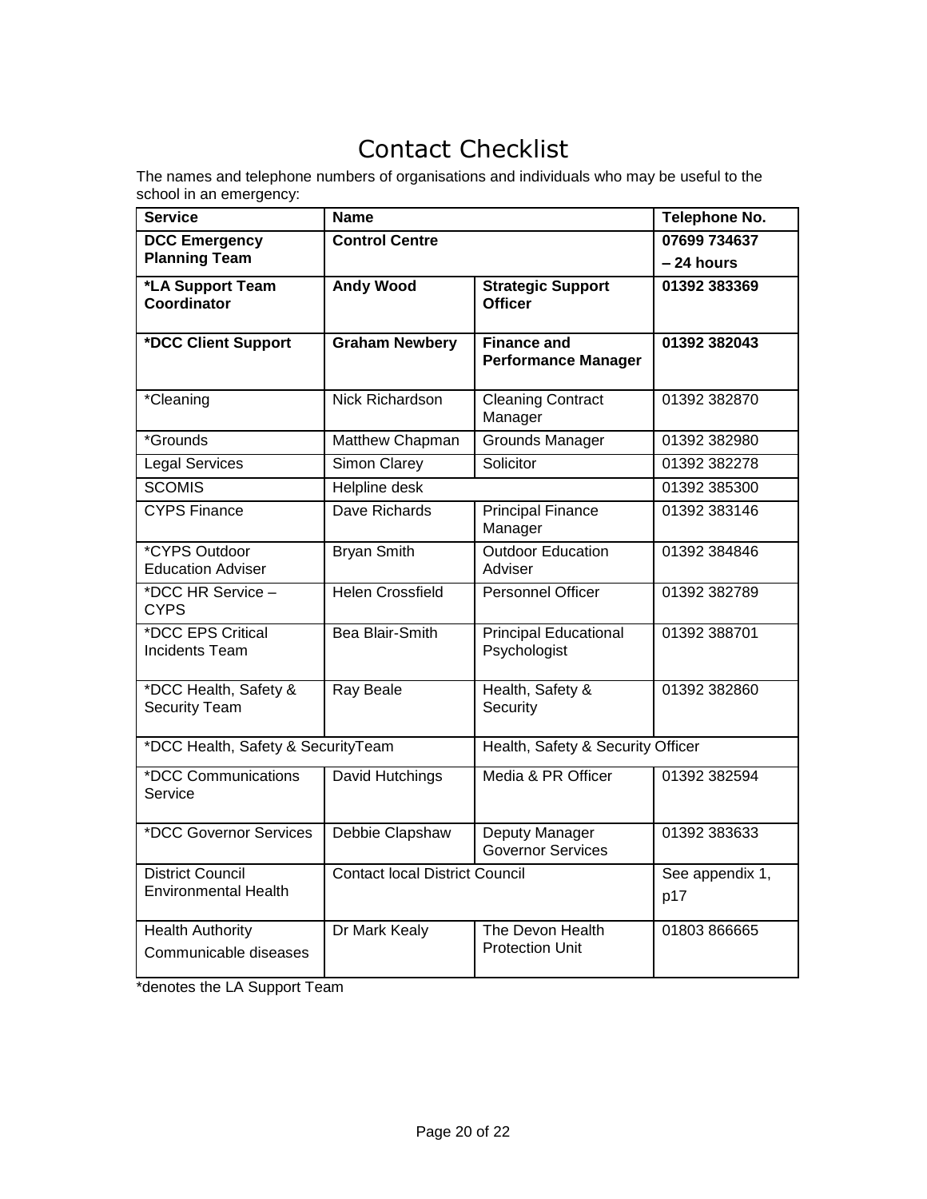# Contact Checklist

The names and telephone numbers of organisations and individuals who may be useful to the school in an emergency:

| Service | Name | | Telephone No. |
|---|---|---|---|
| **DCC Emergency Planning Team** | **Control Centre** | | **07699 734637 – 24 hours** |
| ***LA Support Team Coordinator** | **Andy Wood** | **Strategic Support Officer** | **01392 383369** |
| ***DCC Client Support** | **Graham Newbery** | **Finance and Performance Manager** | **01392 382043** |
| *Cleaning | Nick Richardson | Cleaning Contract Manager | 01392 382870 |
| *Grounds | Matthew Chapman | Grounds Manager | 01392 382980 |
| Legal Services | Simon Clarey | Solicitor | 01392 382278 |
| SCOMIS | Helpline desk | | 01392 385300 |
| CYPS Finance | Dave Richards | Principal Finance Manager | 01392 383146 |
| *CYPS Outdoor Education Adviser | Bryan Smith | Outdoor Education Adviser | 01392 384846 |
| *DCC HR Service – CYPS | Helen Crossfield | Personnel Officer | 01392 382789 |
| *DCC EPS Critical Incidents Team | Bea Blair-Smith | Principal Educational Psychologist | 01392 388701 |
| *DCC Health, Safety & Security Team | Ray Beale | Health, Safety & Security | 01392 382860 |
| *DCC Health, Safety & SecurityTeam | | Health, Safety & Security Officer | |
| *DCC Communications Service | David Hutchings | Media & PR Officer | 01392 382594 |
| *DCC Governor Services | Debbie Clapshaw | Deputy Manager Governor Services | 01392 383633 |
| District Council Environmental Health | Contact local District Council | | See appendix 1, p17 |
| Health Authority Communicable diseases | Dr Mark Kealy | The Devon Health Protection Unit | 01803 866665 |

*denotes the LA Support Team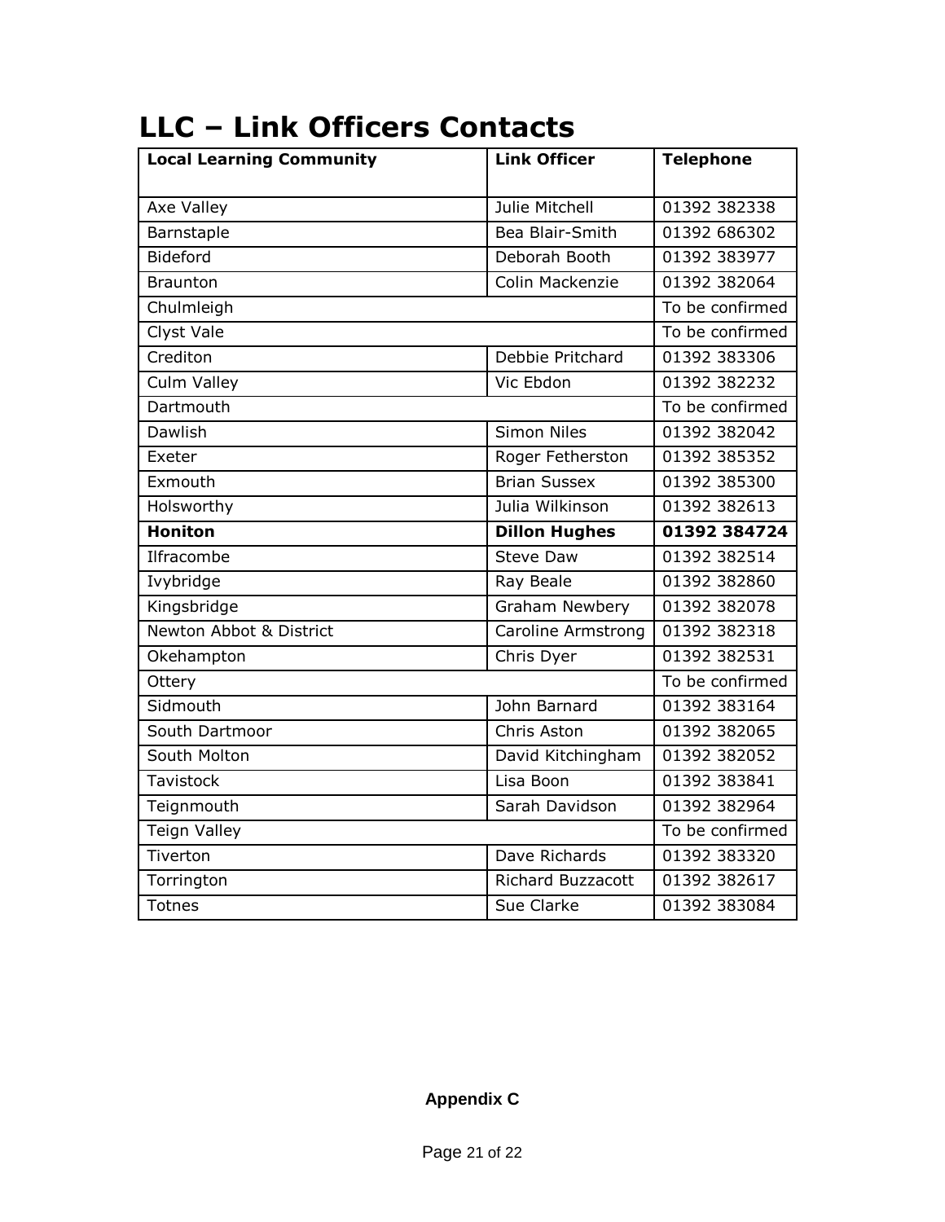# LLC – Link Officers Contacts

| Local Learning Community | Link Officer | Telephone |
| --- | --- | --- |
| Axe Valley | Julie Mitchell | 01392 382338 |
| Barnstaple | Bea Blair-Smith | 01392 686302 |
| Bideford | Deborah Booth | 01392 383977 |
| Braunton | Colin Mackenzie | 01392 382064 |
| Chulmleigh | | To be confirmed |
| Clyst Vale | | To be confirmed |
| Crediton | Debbie Pritchard | 01392 383306 |
| Culm Valley | Vic Ebdon | 01392 382232 |
| Dartmouth | | To be confirmed |
| Dawlish | Simon Niles | 01392 382042 |
| Exeter | Roger Fetherston | 01392 385352 |
| Exmouth | Brian Sussex | 01392 385300 |
| Holsworthy | Julia Wilkinson | 01392 382613 |
| **Honiton** | **Dillon Hughes** | **01392 384724** |
| Ilfracombe | Steve Daw | 01392 382514 |
| Ivybridge | Ray Beale | 01392 382860 |
| Kingsbridge | Graham Newbery | 01392 382078 |
| Newton Abbot & District | Caroline Armstrong | 01392 382318 |
| Okehampton | Chris Dyer | 01392 382531 |
| Ottery | | To be confirmed |
| Sidmouth | John Barnard | 01392 383164 |
| South Dartmoor | Chris Aston | 01392 382065 |
| South Molton | David Kitchingham | 01392 382052 |
| Tavistock | Lisa Boon | 01392 383841 |
| Teignmouth | Sarah Davidson | 01392 382964 |
| Teign Valley | | To be confirmed |
| Tiverton | Dave Richards | 01392 383320 |
| Torrington | Richard Buzzacott | 01392 382617 |
| Totnes | Sue Clarke | 01392 383084 |

**Appendix C**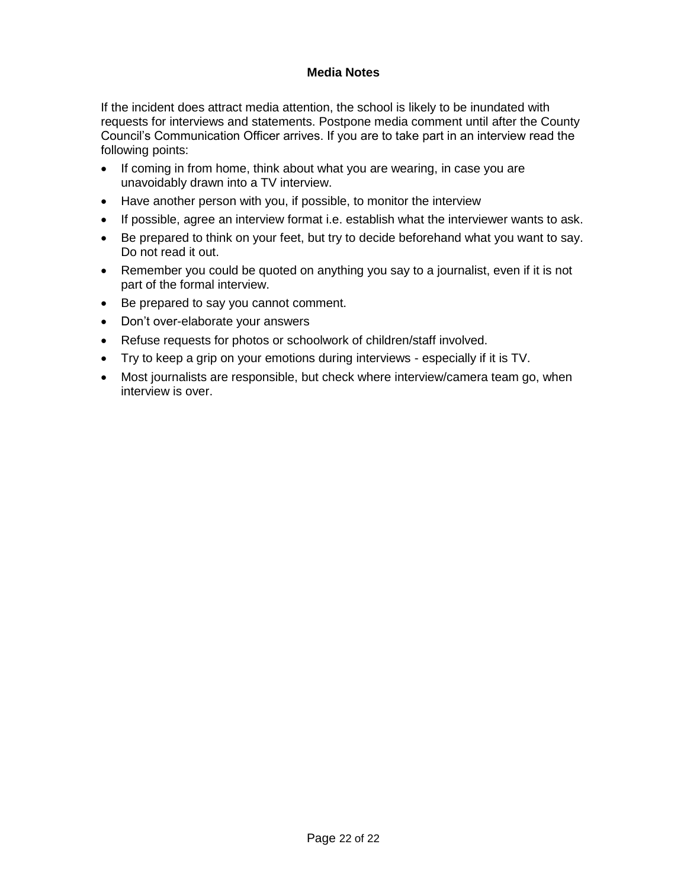## Media Notes

If the incident does attract media attention, the school is likely to be inundated with requests for interviews and statements. Postpone media comment until after the County Council's Communication Officer arrives. If you are to take part in an interview read the following points:

- If coming in from home, think about what you are wearing, in case you are unavoidably drawn into a TV interview.
- Have another person with you, if possible, to monitor the interview
- If possible, agree an interview format i.e. establish what the interviewer wants to ask.
- Be prepared to think on your feet, but try to decide beforehand what you want to say. Do not read it out.
- Remember you could be quoted on anything you say to a journalist, even if it is not part of the formal interview.
- Be prepared to say you cannot comment.
- Don't over-elaborate your answers
- Refuse requests for photos or schoolwork of children/staff involved.
- Try to keep a grip on your emotions during interviews - especially if it is TV.
- Most journalists are responsible, but check where interview/camera team go, when interview is over.